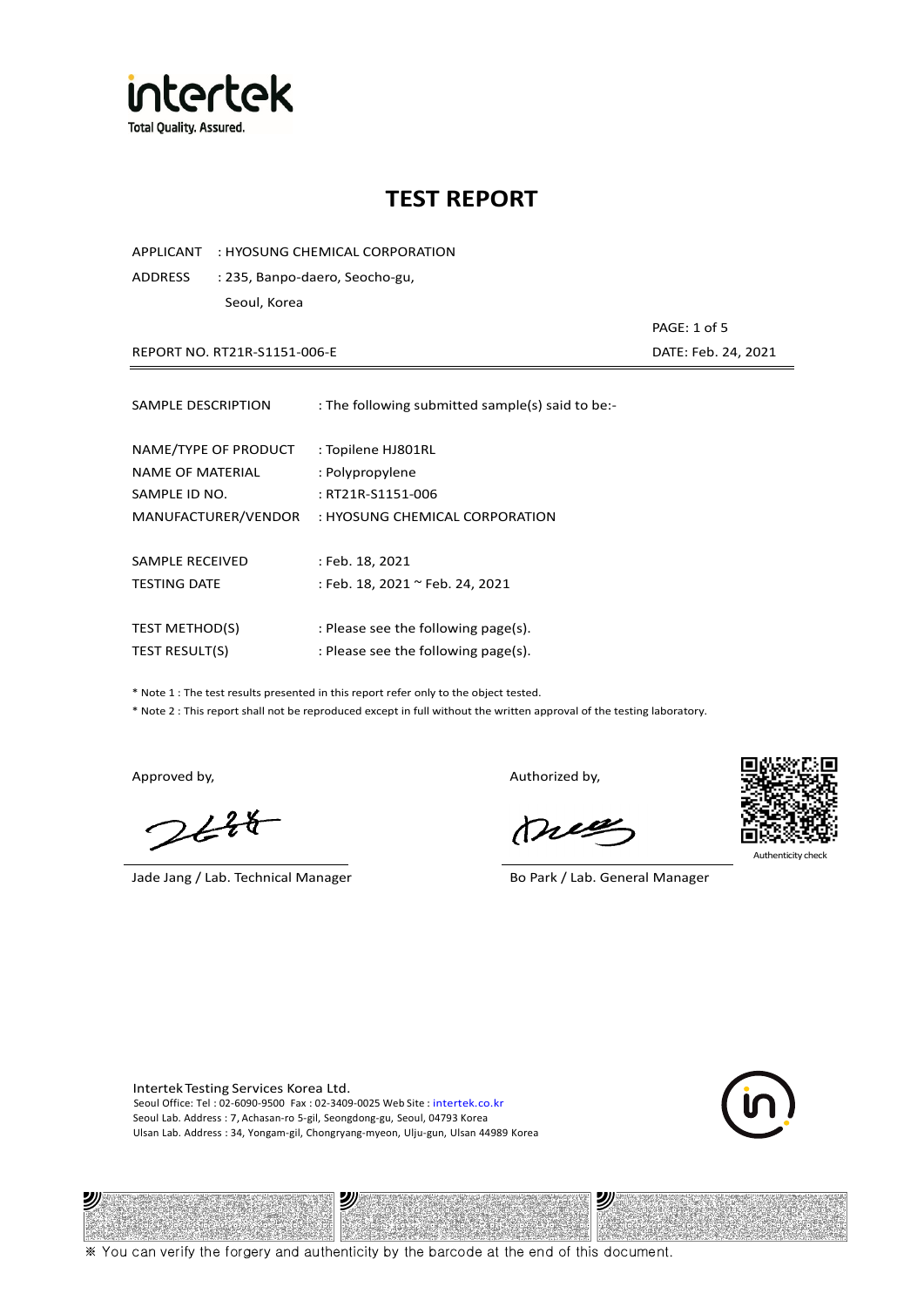intertek
Total Quality. Assured.

# TEST REPORT

APPLICANT : HYOSUNG CHEMICAL CORPORATION

ADDRESS : 235, Banpo-daero, Seocho-gu,
Seoul, Korea

REPORT NO. RT21R-S1151-006-E

DATE: Feb. 24, 2021

---

SAMPLE DESCRIPTION : The following submitted sample(s) said to be:-

NAME/TYPE OF PRODUCT : Topilene HJ801RL
NAME OF MATERIAL : Polypropylene
SAMPLE ID NO. : RT21R-S1151-006
MANUFACTURER/VENDOR : HYOSUNG CHEMICAL CORPORATION

SAMPLE RECEIVED : Feb. 18, 2021
TESTING DATE : Feb. 18, 2021 ~ Feb. 24, 2021

TEST METHOD(S) : Please see the following page(s).
TEST RESULT(S) : Please see the following page(s).

* Note 1 : The test results presented in this report refer only to the object tested.
* Note 2 : This report shall not be reproduced except in full without the written approval of the testing laboratory.

Approved by,

Jade Jang / Lab. Technical Manager

Authorized by,

Bo Park / Lab. General Manager

Authenticity check

Intertek Testing Services Korea Ltd.
Seoul Office: Tel : 02-6090-9500 Fax : 02-3409-0025 Web Site : intertek.co.kr
Seoul Lab. Address : 7, Achasan-ro 5-gil, Seongdong-gu, Seoul, 04793 Korea
Ulsan Lab. Address : 34, Yongam-gil, Chongryang-myeon, Ulju-gun, Ulsan 44989 Korea

※ You can verify the forgery and authenticity by the barcode at the end of this document.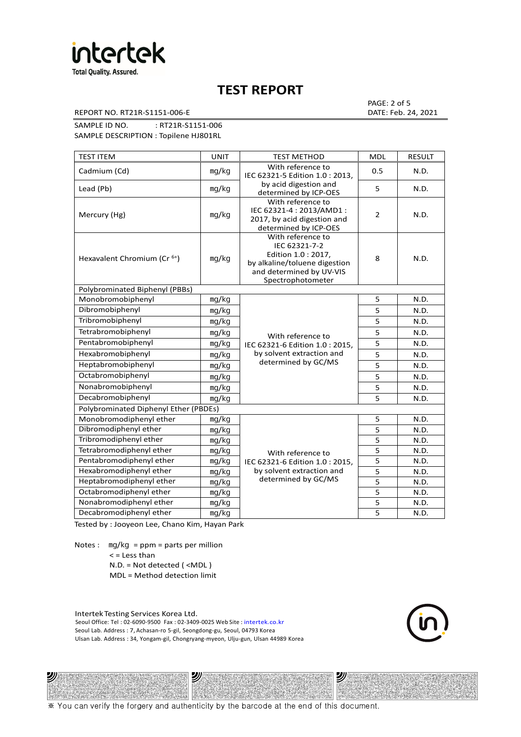# TEST REPORT

REPORT NO. RT21R-S1151-006-E

PAGE: 2 of 5
DATE: Feb. 24, 2021

SAMPLE ID NO. : RT21R-S1151-006
SAMPLE DESCRIPTION : Topilene HJ801RL

| TEST ITEM | UNIT | TEST METHOD | MDL | RESULT |
|---|---|---|---|---|
| Cadmium (Cd) | mg/kg | With reference to IEC 62321-5 Edition 1.0 : 2013, by acid digestion and determined by ICP-OES | 0.5 | N.D. |
| Lead (Pb) | mg/kg | | 5 | N.D. |
| Mercury (Hg) | mg/kg | With reference to IEC 62321-4 : 2013/AMD1 : 2017, by acid digestion and determined by ICP-OES | 2 | N.D. |
| Hexavalent Chromium ($Cr^{6+}$) | mg/kg | With reference to IEC 62321-7-2 Edition 1.0 : 2017, by alkaline/toluene digestion and determined by UV-VIS Spectrophotometer | 8 | N.D. |
| Polybrominated Biphenyl (PBBs) | | | | |
| Monobromobiphenyl | mg/kg | With reference to IEC 62321-6 Edition 1.0 : 2015, by solvent extraction and determined by GC/MS | 5 | N.D. |
| Dibromobiphenyl | mg/kg | | 5 | N.D. |
| Tribromobiphenyl | mg/kg | | 5 | N.D. |
| Tetrabromobiphenyl | mg/kg | | 5 | N.D. |
| Pentabromobiphenyl | mg/kg | | 5 | N.D. |
| Hexabromobiphenyl | mg/kg | | 5 | N.D. |
| Heptabromobiphenyl | mg/kg | | 5 | N.D. |
| Octabromobiphenyl | mg/kg | | 5 | N.D. |
| Nonabromobiphenyl | mg/kg | | 5 | N.D. |
| Decabromobiphenyl | mg/kg | | 5 | N.D. |
| Polybrominated Diphenyl Ether (PBDEs) | | | | |
| Monobromodiphenyl ether | mg/kg | With reference to IEC 62321-6 Edition 1.0 : 2015, by solvent extraction and determined by GC/MS | 5 | N.D. |
| Dibromodiphenyl ether | mg/kg | | 5 | N.D. |
| Tribromodiphenyl ether | mg/kg | | 5 | N.D. |
| Tetrabromodiphenyl ether | mg/kg | | 5 | N.D. |
| Pentabromodiphenyl ether | mg/kg | | 5 | N.D. |
| Hexabromodiphenyl ether | mg/kg | | 5 | N.D. |
| Heptabromodiphenyl ether | mg/kg | | 5 | N.D. |
| Octabromodiphenyl ether | mg/kg | | 5 | N.D. |
| Nonabromodiphenyl ether | mg/kg | | 5 | N.D. |
| Decabromodiphenyl ether | mg/kg | | 5 | N.D. |

Tested by : Jooyeon Lee, Chano Kim, Hayan Park

Notes : mg/kg = ppm = parts per million
< = Less than
N.D. = Not detected ( <MDL )
MDL = Method detection limit

Intertek Testing Services Korea Ltd.
Seoul Office: Tel : 02-6090-9500 Fax : 02-3409-0025 Web Site : intertek.co.kr
Seoul Lab. Address : 7, Achasan-ro 5-gil, Seongdong-gu, Seoul, 04793 Korea
Ulsan Lab. Address : 34, Yongam-gil, Chongryang-myeon, Ulju-gun, Ulsan 44989 Korea

※ You can verify the forgery and authenticity by the barcode at the end of this document.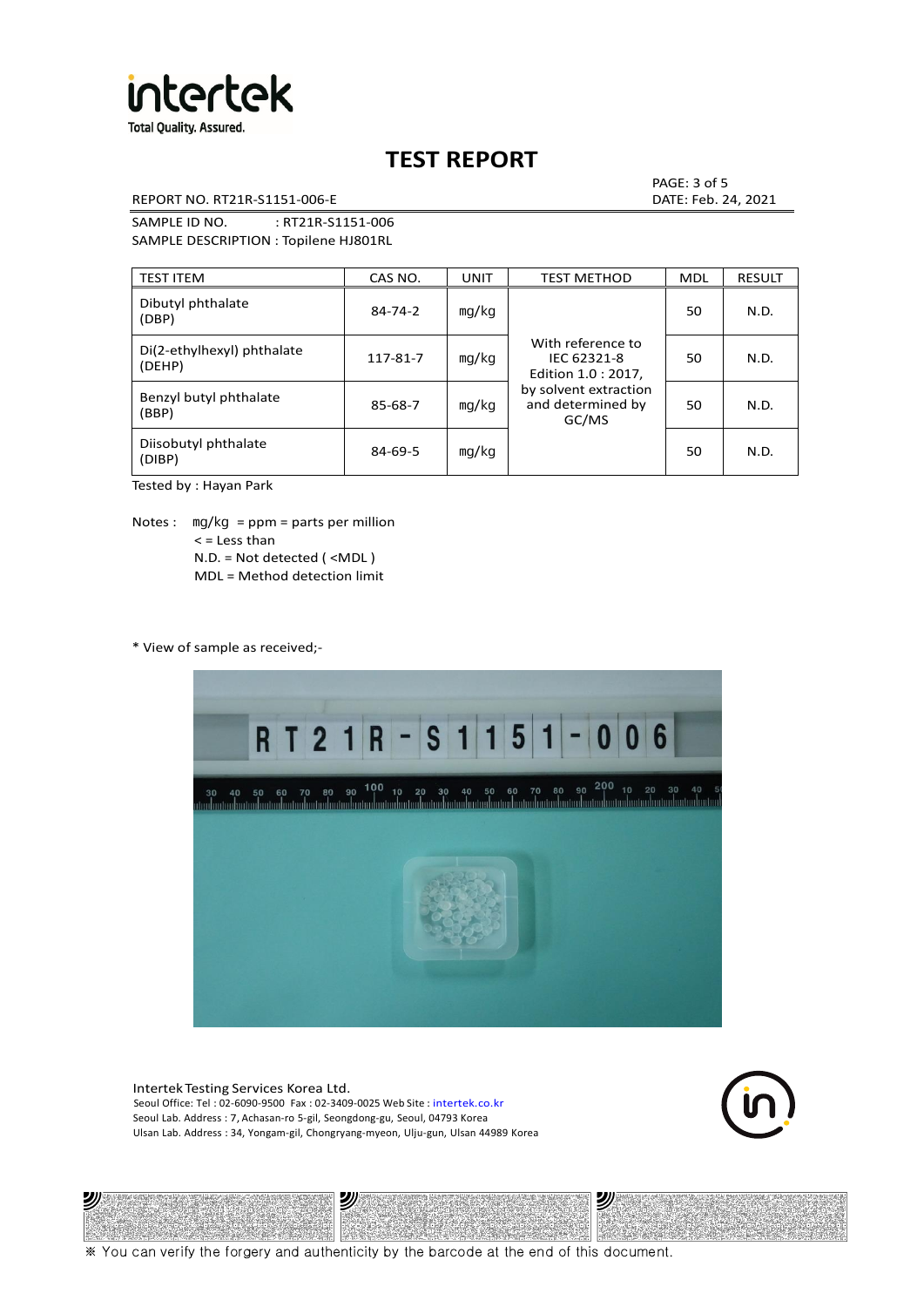# TEST REPORT

REPORT NO. RT21R-S1151-006-E

DATE: Feb. 24, 2021

SAMPLE ID NO. : RT21R-S1151-006

SAMPLE DESCRIPTION : Topilene HJ801RL

| TEST ITEM | CAS NO. | UNIT | TEST METHOD | MDL | RESULT |
|---|---|---|---|---|---|
| Dibutyl phthalate (DBP) | 84-74-2 | mg/kg | With reference to IEC 62321-8 Edition 1.0 : 2017, by solvent extraction and determined by GC/MS | 50 | N.D. |
| Di(2-ethylhexyl) phthalate (DEHP) | 117-81-7 | mg/kg | | 50 | N.D. |
| Benzyl butyl phthalate (BBP) | 85-68-7 | mg/kg | | 50 | N.D. |
| Diisobutyl phthalate (DIBP) | 84-69-5 | mg/kg | | 50 | N.D. |

Tested by : Hayan Park

Notes : mg/kg = ppm = parts per million
< = Less than
N.D. = Not detected ( <MDL )
MDL = Method detection limit

* View of sample as received;-

Intertek Testing Services Korea Ltd.
Seoul Office: Tel : 02-6090-9500 Fax : 02-3409-0025 Web Site : intertek.co.kr
Seoul Lab. Address : 7, Achasan-ro 5-gil, Seongdong-gu, Seoul, 04793 Korea
Ulsan Lab. Address : 34, Yongam-gil, Chongryang-myeon, Ulju-gun, Ulsan 44989 Korea

※ You can verify the forgery and authenticity by the barcode at the end of this document.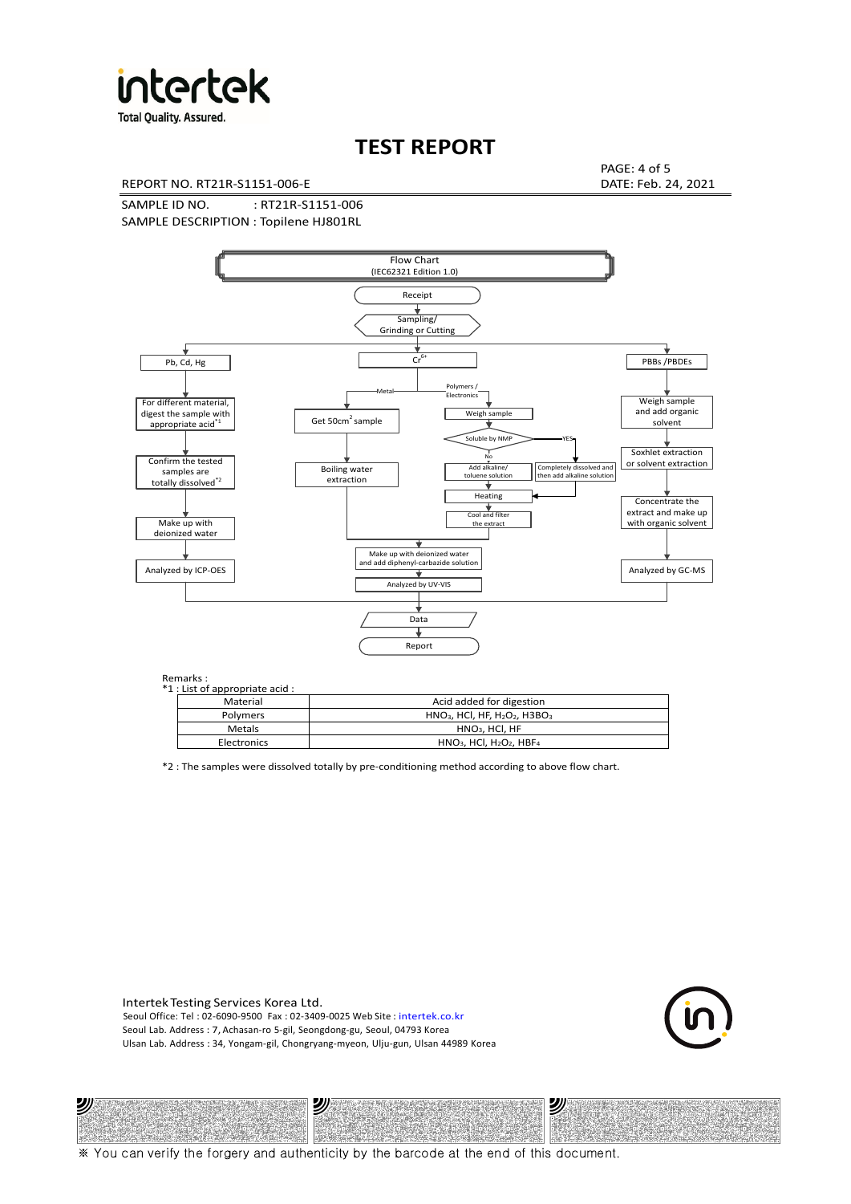# TEST REPORT

REPORT NO. RT21R-S1151-006-E

DATE: Feb. 24, 2021

SAMPLE ID NO. : RT21R-S1151-006

SAMPLE DESCRIPTION : Topilene HJ801RL

Flow Chart
(IEC62321 Edition 1.0)

Receipt → Sampling/ Grinding or Cutting

**Pb, Cd, Hg**
- For different material, digest the sample with appropriate acid*1
- Confirm the tested samples are totally dissolved*2
- Make up with deionized water
- Analyzed by ICP-OES

**$Cr^{6+}$**
- Metal:
  - Get 50cm² sample
  - Boiling water extraction
- Polymers / Electronics:
  - Weigh sample
  - Soluble by NMP
    - No: Add alkaline/ toluene solution
    - YES: Completely dissolved and then add alkaline solution
  - Heating
  - Cool and filter the extract
- Make up with deionized water and add diphenyl-carbazide solution
- Analyzed by UV-VIS

**PBBs /PBDEs**
- Weigh sample and add organic solvent
- Soxhlet extraction or solvent extraction
- Concentrate the extract and make up with organic solvent
- Analyzed by GC-MS

Data → Report

Remarks :
*1 : List of appropriate acid :

| Material | Acid added for digestion |
|---|---|
| Polymers | $HNO_3$, HCl, HF, $H_2O_2$, $H3BO_3$ |
| Metals | $HNO_3$, HCl, HF |
| Electronics | $HNO_3$, HCl, $H_2O_2$, $HBF_4$ |

*2 : The samples were dissolved totally by pre-conditioning method according to above flow chart.

Intertek Testing Services Korea Ltd.
Seoul Office: Tel : 02-6090-9500 Fax : 02-3409-0025 Web Site : intertek.co.kr
Seoul Lab. Address : 7, Achasan-ro 5-gil, Seongdong-gu, Seoul, 04793 Korea
Ulsan Lab. Address : 34, Yongam-gil, Chongryang-myeon, Ulju-gun, Ulsan 44989 Korea

※ You can verify the forgery and authenticity by the barcode at the end of this document.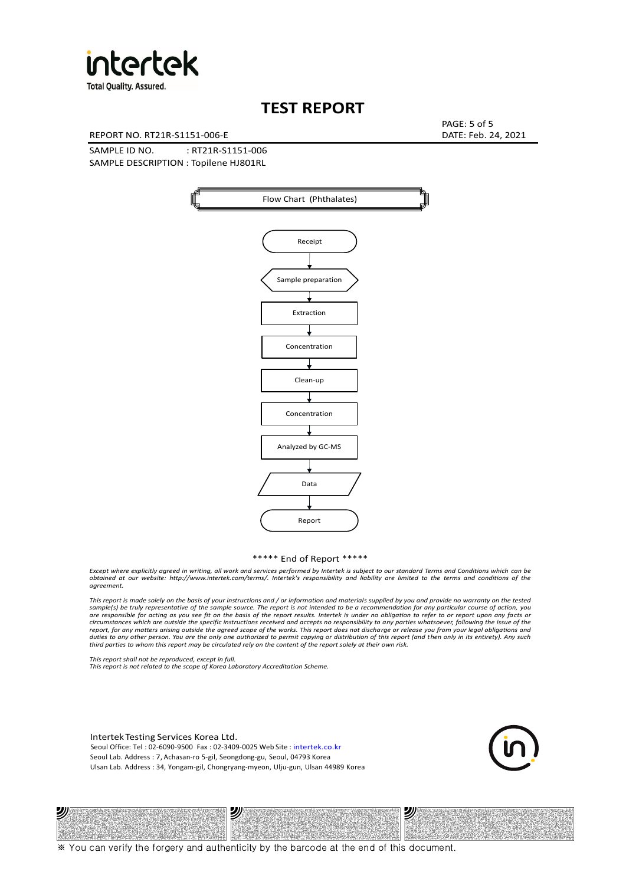# TEST REPORT

REPORT NO. RT21R-S1151-006-E

DATE: Feb. 24, 2021

SAMPLE ID NO. : RT21R-S1151-006

SAMPLE DESCRIPTION : Topilene HJ801RL

Flow Chart (Phthalates)

Receipt

Sample preparation

Extraction

Concentration

Clean-up

Concentration

Analyzed by GC-MS

Data

Report

***** End of Report *****

*Except where explicitly agreed in writing, all work and services performed by Intertek is subject to our standard Terms and Conditions which can be obtained at our website: http://www.intertek.com/terms/. Intertek's responsibility and liability are limited to the terms and conditions of the agreement.*

*This report is made solely on the basis of your instructions and / or information and materials supplied by you and provide no warranty on the tested sample(s) be truly representative of the sample source. The report is not intended to be a recommendation for any particular course of action, you are responsible for acting as you see fit on the basis of the report results. Intertek is under no obligation to refer to or report upon any facts or circumstances which are outside the specific instructions received and accepts no responsibility to any parties whatsoever, following the issue of the report, for any matters arising outside the agreed scope of the works. This report does not discharge or release you from your legal obligations and duties to any other person. You are the only one authorized to permit copying or distribution of this report (and then only in its entirety). Any such third parties to whom this report may be circulated rely on the content of the report solely at their own risk.*

*This report shall not be reproduced, except in full.*
*This report is not related to the scope of Korea Laboratory Accreditation Scheme.*

Intertek Testing Services Korea Ltd.
Seoul Office: Tel : 02-6090-9500 Fax : 02-3409-0025 Web Site : intertek.co.kr
Seoul Lab. Address : 7, Achasan-ro 5-gil, Seongdong-gu, Seoul, 04793 Korea
Ulsan Lab. Address : 34, Yongam-gil, Chongryang-myeon, Ulju-gun, Ulsan 44989 Korea

※ You can verify the forgery and authenticity by the barcode at the end of this document.